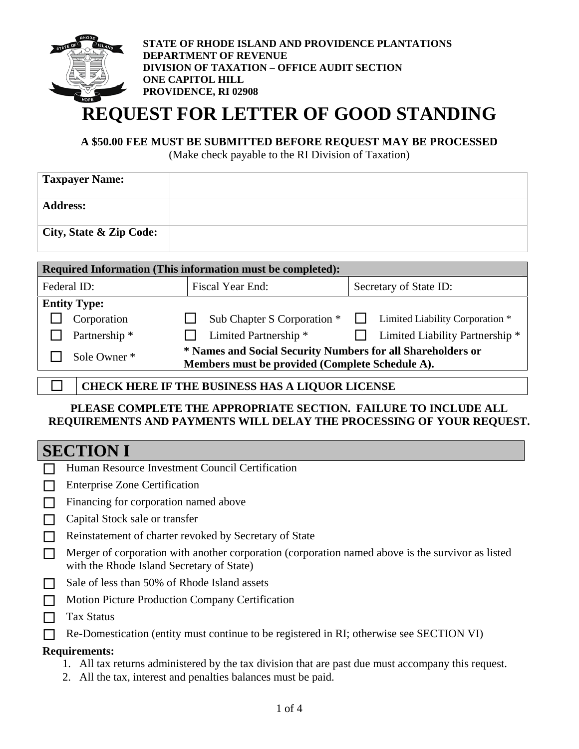**STATE OF RHODE ISLAND AND PROVIDENCE PLANTATIONS**
**DEPARTMENT OF REVENUE**
**DIVISION OF TAXATION – OFFICE AUDIT SECTION**
**ONE CAPITOL HILL**
**PROVIDENCE, RI 02908**

# REQUEST FOR LETTER OF GOOD STANDING

**A $50.00 FEE MUST BE SUBMITTED BEFORE REQUEST MAY BE PROCESSED**
(Make check payable to the RI Division of Taxation)

| | |
|---|---|
| **Taxpayer Name:** | |
| **Address:** | |
| **City, State & Zip Code:** | |

| **Required Information (This information must be completed):** | | |
|---|---|---|
| Federal ID: | Fiscal Year End: | Secretary of State ID: |

**Entity Type:**

| | | |
|---|---|---|
| ☐ Corporation | ☐ Sub Chapter S Corporation * | ☐ Limited Liability Corporation * |
| ☐ Partnership * | ☐ Limited Partnership * | ☐ Limited Liability Partnership * |
| ☐ Sole Owner * | **\* Names and Social Security Numbers for all Shareholders or Members must be provided (Complete Schedule A).** | |

☐ **CHECK HERE IF THE BUSINESS HAS A LIQUOR LICENSE**

**PLEASE COMPLETE THE APPROPRIATE SECTION. FAILURE TO INCLUDE ALL REQUIREMENTS AND PAYMENTS WILL DELAY THE PROCESSING OF YOUR REQUEST.**

## SECTION I

- ☐ Human Resource Investment Council Certification
- ☐ Enterprise Zone Certification
- ☐ Financing for corporation named above
- ☐ Capital Stock sale or transfer
- ☐ Reinstatement of charter revoked by Secretary of State
- ☐ Merger of corporation with another corporation (corporation named above is the survivor as listed with the Rhode Island Secretary of State)
- ☐ Sale of less than 50% of Rhode Island assets
- ☐ Motion Picture Production Company Certification
- ☐ Tax Status
- ☐ Re-Domestication (entity must continue to be registered in RI; otherwise see SECTION VI)

**Requirements:**

1. All tax returns administered by the tax division that are past due must accompany this request.
2. All the tax, interest and penalties balances must be paid.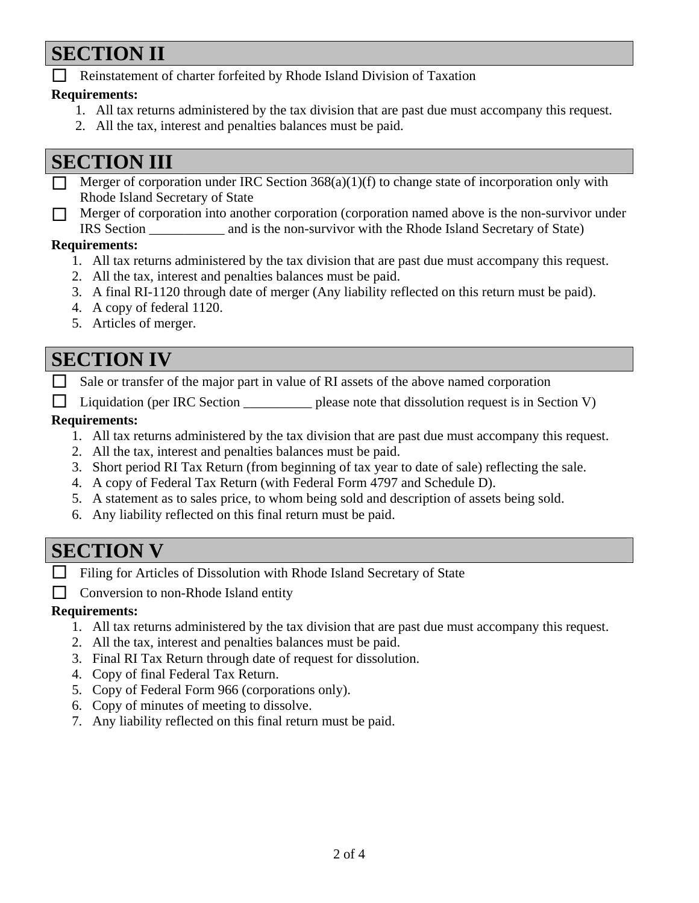## SECTION II

☐ Reinstatement of charter forfeited by Rhode Island Division of Taxation

**Requirements:**

1. All tax returns administered by the tax division that are past due must accompany this request.
2. All the tax, interest and penalties balances must be paid.

## SECTION III

☐ Merger of corporation under IRC Section 368(a)(1)(f) to change state of incorporation only with Rhode Island Secretary of State

☐ Merger of corporation into another corporation (corporation named above is the non-survivor under IRS Section ___________ and is the non-survivor with the Rhode Island Secretary of State)

**Requirements:**

1. All tax returns administered by the tax division that are past due must accompany this request.
2. All the tax, interest and penalties balances must be paid.
3. A final RI-1120 through date of merger (Any liability reflected on this return must be paid).
4. A copy of federal 1120.
5. Articles of merger.

## SECTION IV

☐ Sale or transfer of the major part in value of RI assets of the above named corporation

☐ Liquidation (per IRC Section __________ please note that dissolution request is in Section V)

**Requirements:**

1. All tax returns administered by the tax division that are past due must accompany this request.
2. All the tax, interest and penalties balances must be paid.
3. Short period RI Tax Return (from beginning of tax year to date of sale) reflecting the sale.
4. A copy of Federal Tax Return (with Federal Form 4797 and Schedule D).
5. A statement as to sales price, to whom being sold and description of assets being sold.
6. Any liability reflected on this final return must be paid.

## SECTION V

☐ Filing for Articles of Dissolution with Rhode Island Secretary of State

☐ Conversion to non-Rhode Island entity

**Requirements:**

1. All tax returns administered by the tax division that are past due must accompany this request.
2. All the tax, interest and penalties balances must be paid.
3. Final RI Tax Return through date of request for dissolution.
4. Copy of final Federal Tax Return.
5. Copy of Federal Form 966 (corporations only).
6. Copy of minutes of meeting to dissolve.
7. Any liability reflected on this final return must be paid.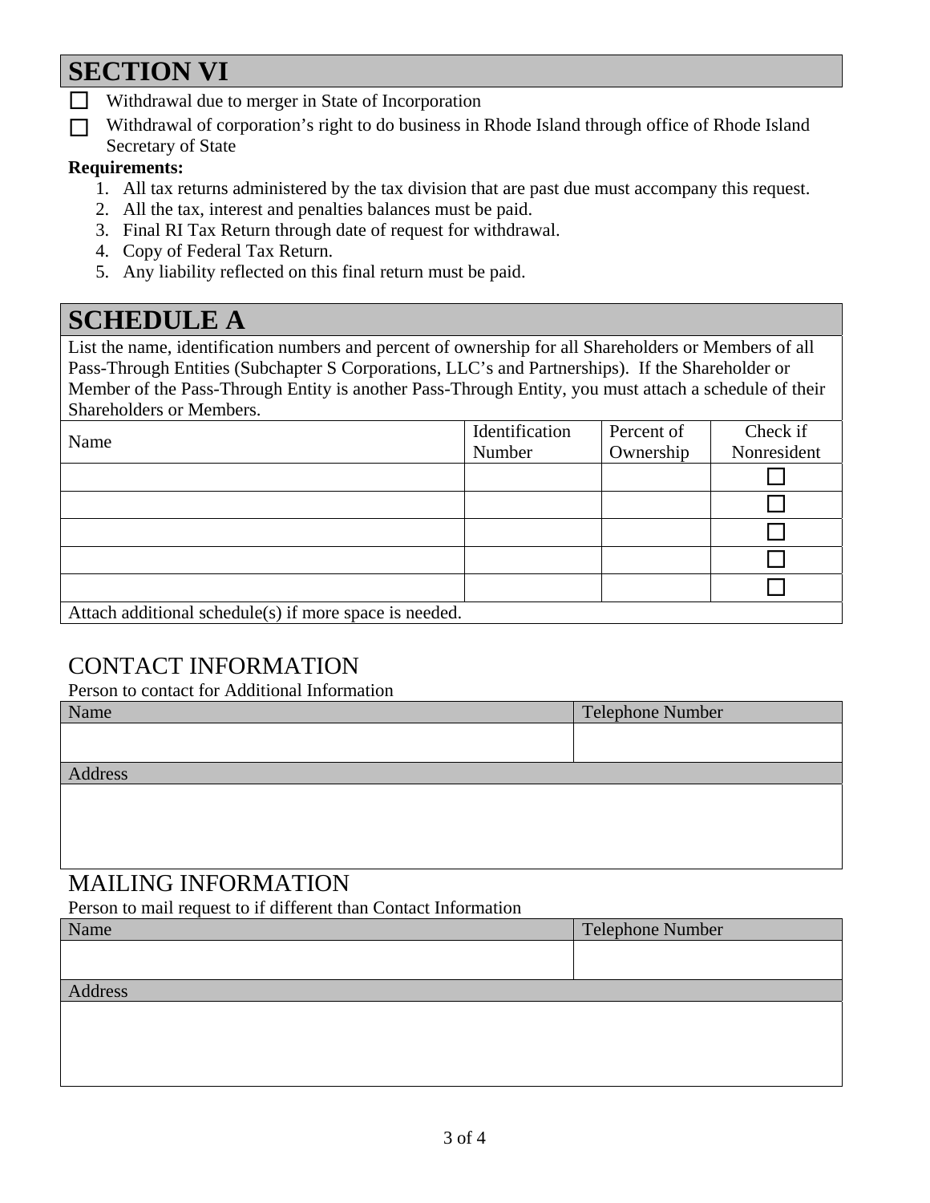## SECTION VI

☐ Withdrawal due to merger in State of Incorporation

☐ Withdrawal of corporation's right to do business in Rhode Island through office of Rhode Island Secretary of State

**Requirements:**

1. All tax returns administered by the tax division that are past due must accompany this request.
2. All the tax, interest and penalties balances must be paid.
3. Final RI Tax Return through date of request for withdrawal.
4. Copy of Federal Tax Return.
5. Any liability reflected on this final return must be paid.

## SCHEDULE A

List the name, identification numbers and percent of ownership for all Shareholders or Members of all Pass-Through Entities (Subchapter S Corporations, LLC's and Partnerships). If the Shareholder or Member of the Pass-Through Entity is another Pass-Through Entity, you must attach a schedule of their Shareholders or Members.

| Name | Identification Number | Percent of Ownership | Check if Nonresident |
|---|---|---|---|
| | | | ☐ |
| | | | ☐ |
| | | | ☐ |
| | | | ☐ |
| | | | ☐ |

Attach additional schedule(s) if more space is needed.

## CONTACT INFORMATION

Person to contact for Additional Information

| Name | Telephone Number |
|---|---|
| | |

| Address |
|---|
| |

## MAILING INFORMATION

Person to mail request to if different than Contact Information

| Name | Telephone Number |
|---|---|
| | |

| Address |
|---|
| |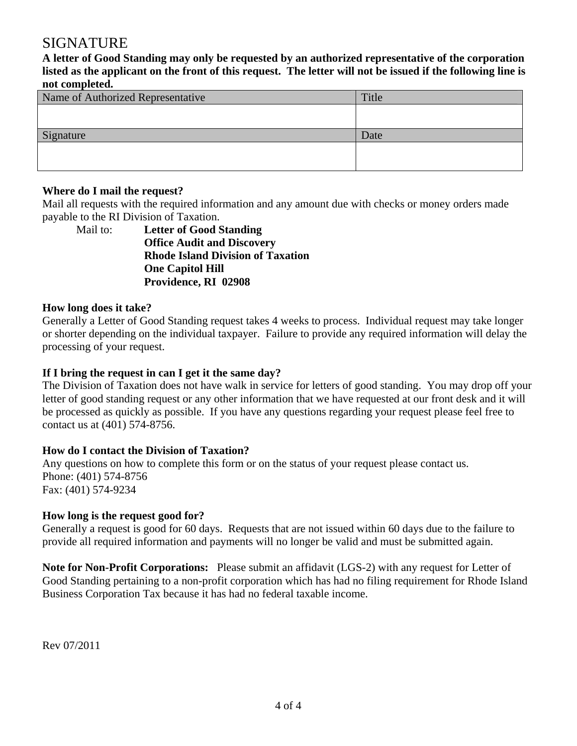# SIGNATURE

**A letter of Good Standing may only be requested by an authorized representative of the corporation listed as the applicant on the front of this request. The letter will not be issued if the following line is not completed.**

| Name of Authorized Representative | Title |
|---|---|
| | |
| Signature | Date |
| | |

**Where do I mail the request?**

Mail all requests with the required information and any amount due with checks or money orders made payable to the RI Division of Taxation.

Mail to: **Letter of Good Standing**
**Office Audit and Discovery**
**Rhode Island Division of Taxation**
**One Capitol Hill**
**Providence, RI 02908**

**How long does it take?**

Generally a Letter of Good Standing request takes 4 weeks to process. Individual request may take longer or shorter depending on the individual taxpayer. Failure to provide any required information will delay the processing of your request.

**If I bring the request in can I get it the same day?**

The Division of Taxation does not have walk in service for letters of good standing. You may drop off your letter of good standing request or any other information that we have requested at our front desk and it will be processed as quickly as possible. If you have any questions regarding your request please feel free to contact us at (401) 574-8756.

**How do I contact the Division of Taxation?**

Any questions on how to complete this form or on the status of your request please contact us.
Phone: (401) 574-8756
Fax: (401) 574-9234

**How long is the request good for?**

Generally a request is good for 60 days. Requests that are not issued within 60 days due to the failure to provide all required information and payments will no longer be valid and must be submitted again.

**Note for Non-Profit Corporations:** Please submit an affidavit (LGS-2) with any request for Letter of Good Standing pertaining to a non-profit corporation which has had no filing requirement for Rhode Island Business Corporation Tax because it has had no federal taxable income.

Rev 07/2011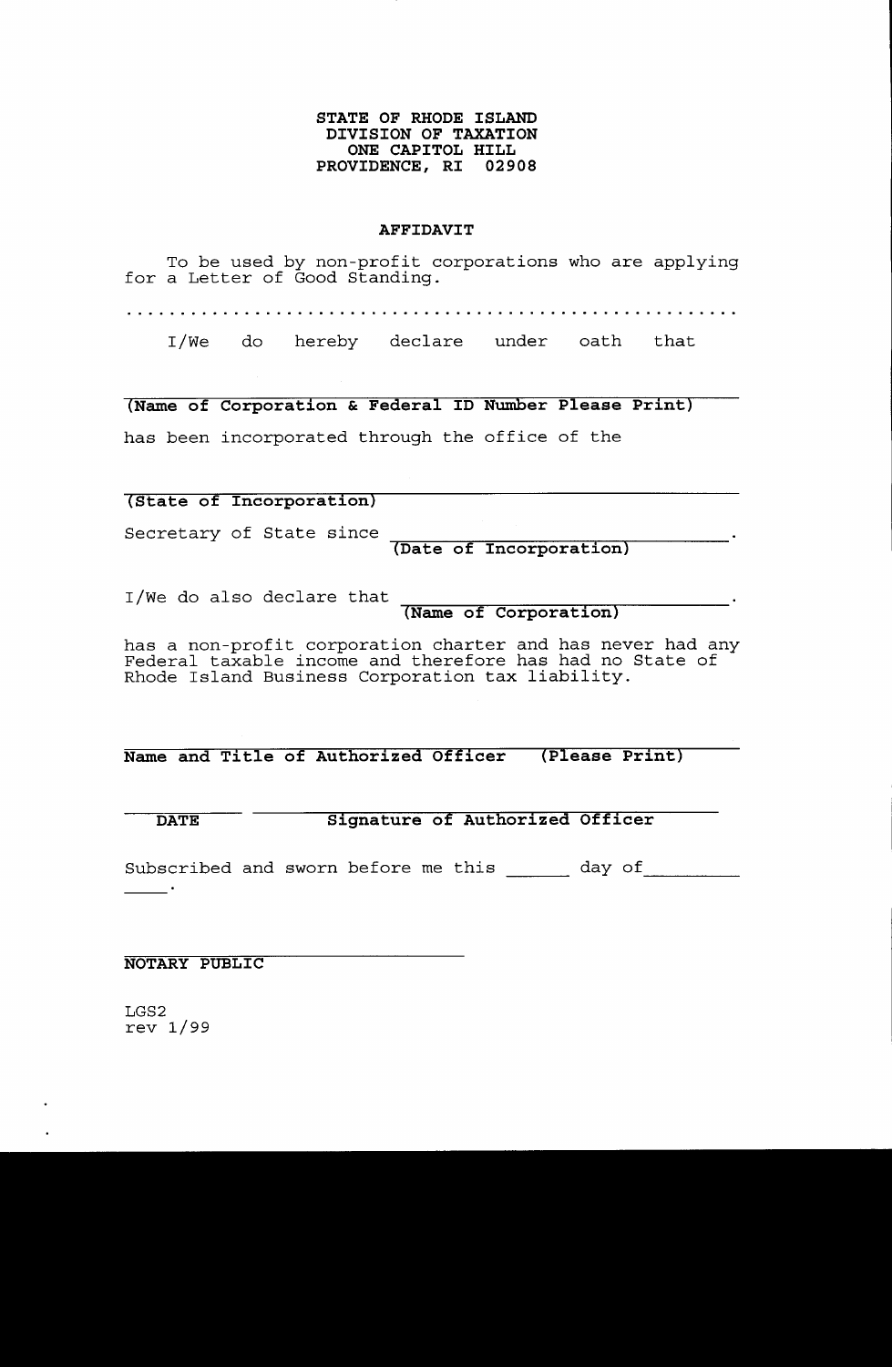**STATE OF RHODE ISLAND**
**DIVISION OF TAXATION**
**ONE CAPITOL HILL**
**PROVIDENCE, RI 02908**

## AFFIDAVIT

To be used by non-profit corporations who are applying for a Letter of Good Standing.

.......................................................

I/We do hereby declare under oath that

\_\_\_\_\_\_\_\_\_\_\_\_\_\_\_\_\_\_\_\_\_\_\_\_\_\_\_\_\_\_\_\_\_\_\_\_\_\_\_\_\_\_\_\_\_\_\_\_\_\_
**(Name of Corporation & Federal ID Number Please Print)**

has been incorporated through the office of the

\_\_\_\_\_\_\_\_\_\_\_\_\_\_\_\_\_\_\_\_\_\_\_\_\_\_\_\_\_\_\_\_\_\_\_\_\_\_\_\_\_\_\_\_\_\_\_\_\_\_
**(State of Incorporation)**

Secretary of State since \_\_\_\_\_\_\_\_\_\_\_\_\_\_\_\_\_\_\_\_\_\_\_\_\_\_\_.
**(Date of Incorporation)**

I/We do also declare that \_\_\_\_\_\_\_\_\_\_\_\_\_\_\_\_\_\_\_\_\_\_\_\_\_\_\_.
**(Name of Corporation)**

has a non-profit corporation charter and has never had any Federal taxable income and therefore has had no State of Rhode Island Business Corporation tax liability.

\_\_\_\_\_\_\_\_\_\_\_\_\_\_\_\_\_\_\_\_\_\_\_\_\_\_\_\_\_\_\_\_\_\_\_\_\_\_\_\_\_\_\_\_\_\_\_\_\_\_
**Name and Title of Authorized Officer (Please Print)**

\_\_\_\_\_\_\_\_\_\_ \_\_\_\_\_\_\_\_\_\_\_\_\_\_\_\_\_\_\_\_\_\_\_\_\_\_\_\_\_\_\_\_\_\_\_\_\_\_
**DATE** **Signature of Authorized Officer**

Subscribed and sworn before me this \_\_\_\_\_\_ day of \_\_\_\_\_\_\_\_\_ \_\_\_\_\_.

\_\_\_\_\_\_\_\_\_\_\_\_\_\_\_\_\_\_\_\_\_\_\_\_\_\_\_\_\_\_\_\_\_\_\_\_\_\_\_\_
**NOTARY PUBLIC**

LGS2
rev 1/99